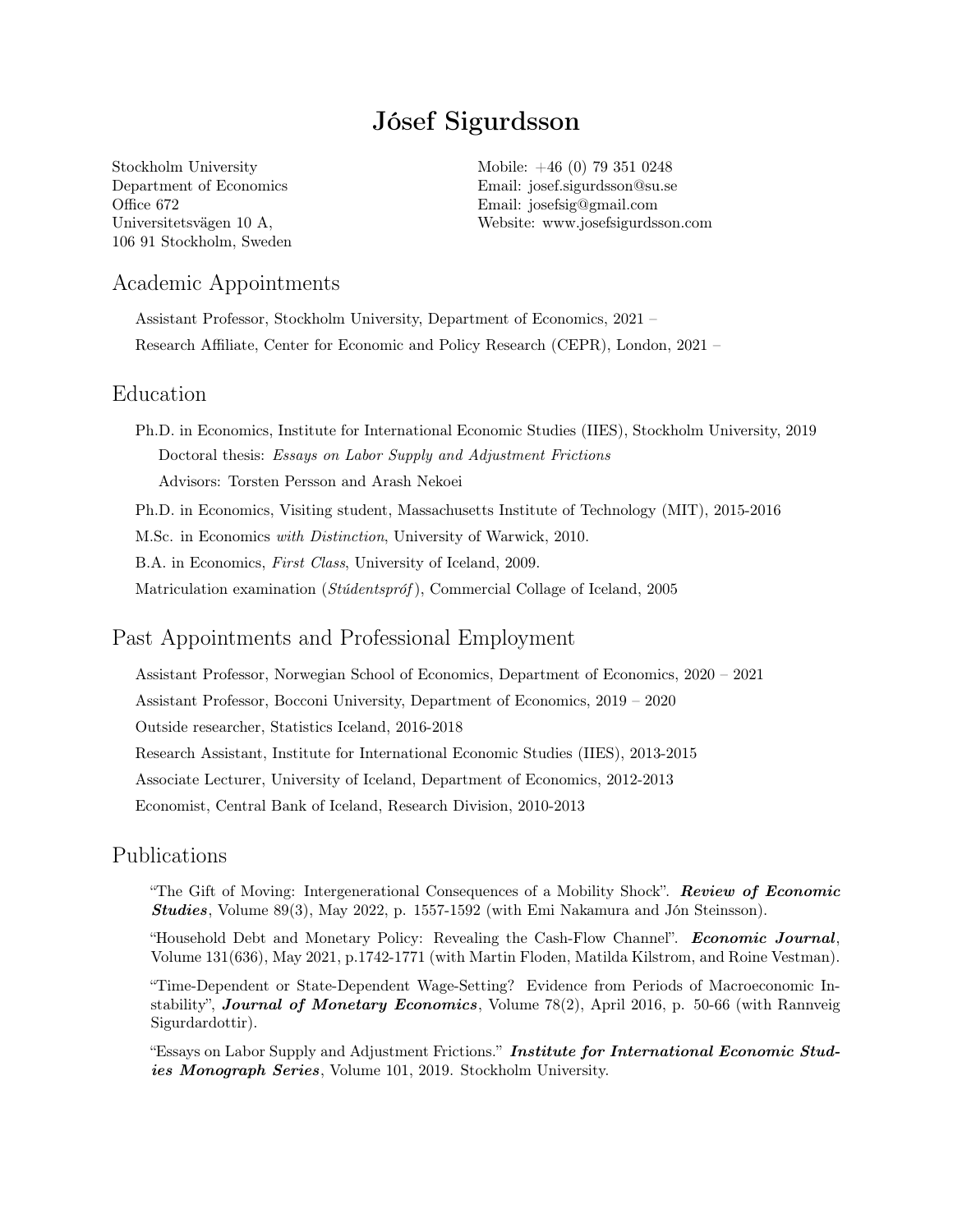# Jósef Sigurdsson

Stockholm University
Department of Economics
Office 672
Universitetsvägen 10 A,
106 91 Stockholm, Sweden

Mobile: +46 (0) 79 351 0248
Email: josef.sigurdsson@su.se
Email: josefsig@gmail.com
Website: www.josefsigurdsson.com

## Academic Appointments

Assistant Professor, Stockholm University, Department of Economics, 2021 –

Research Affiliate, Center for Economic and Policy Research (CEPR), London, 2021 –

## Education

Ph.D. in Economics, Institute for International Economic Studies (IIES), Stockholm University, 2019

Doctoral thesis: *Essays on Labor Supply and Adjustment Frictions*

Advisors: Torsten Persson and Arash Nekoei

Ph.D. in Economics, Visiting student, Massachusetts Institute of Technology (MIT), 2015-2016

M.Sc. in Economics *with Distinction*, University of Warwick, 2010.

B.A. in Economics, *First Class*, University of Iceland, 2009.

Matriculation examination (*Stúdentspróf*), Commercial Collage of Iceland, 2005

## Past Appointments and Professional Employment

Assistant Professor, Norwegian School of Economics, Department of Economics, 2020 – 2021

Assistant Professor, Bocconi University, Department of Economics, 2019 – 2020

Outside researcher, Statistics Iceland, 2016-2018

Research Assistant, Institute for International Economic Studies (IIES), 2013-2015

Associate Lecturer, University of Iceland, Department of Economics, 2012-2013

Economist, Central Bank of Iceland, Research Division, 2010-2013

## Publications

"The Gift of Moving: Intergenerational Consequences of a Mobility Shock". ***Review of Economic Studies***, Volume 89(3), May 2022, p. 1557-1592 (with Emi Nakamura and Jón Steinsson).

"Household Debt and Monetary Policy: Revealing the Cash-Flow Channel". ***Economic Journal***, Volume 131(636), May 2021, p.1742-1771 (with Martin Floden, Matilda Kilstrom, and Roine Vestman).

"Time-Dependent or State-Dependent Wage-Setting? Evidence from Periods of Macroeconomic Instability", ***Journal of Monetary Economics***, Volume 78(2), April 2016, p. 50-66 (with Rannveig Sigurdardottir).

"Essays on Labor Supply and Adjustment Frictions." ***Institute for International Economic Studies Monograph Series***, Volume 101, 2019. Stockholm University.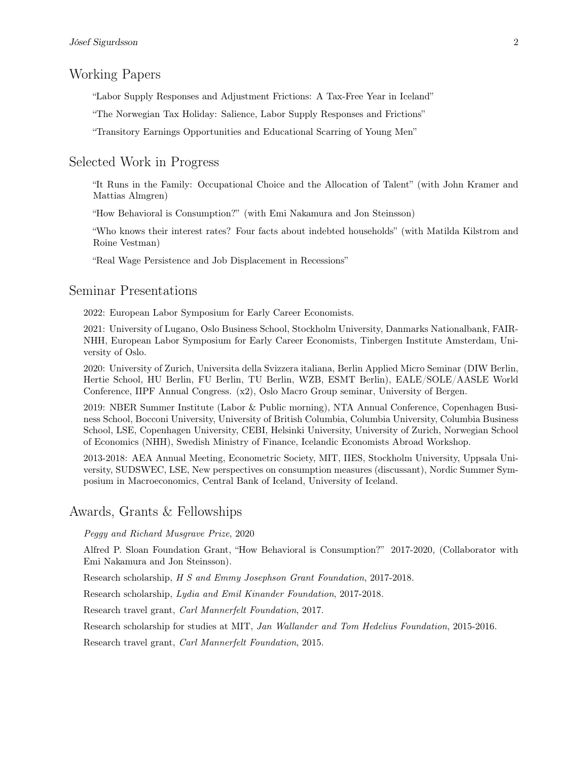## Working Papers

"Labor Supply Responses and Adjustment Frictions: A Tax-Free Year in Iceland"

"The Norwegian Tax Holiday: Salience, Labor Supply Responses and Frictions"

"Transitory Earnings Opportunities and Educational Scarring of Young Men"

## Selected Work in Progress

"It Runs in the Family: Occupational Choice and the Allocation of Talent" (with John Kramer and Mattias Almgren)

"How Behavioral is Consumption?" (with Emi Nakamura and Jon Steinsson)

"Who knows their interest rates? Four facts about indebted households" (with Matilda Kilstrom and Roine Vestman)

"Real Wage Persistence and Job Displacement in Recessions"

## Seminar Presentations

2022: European Labor Symposium for Early Career Economists.

2021: University of Lugano, Oslo Business School, Stockholm University, Danmarks Nationalbank, FAIR-NHH, European Labor Symposium for Early Career Economists, Tinbergen Institute Amsterdam, University of Oslo.

2020: University of Zurich, Universita della Svizzera italiana, Berlin Applied Micro Seminar (DIW Berlin, Hertie School, HU Berlin, FU Berlin, TU Berlin, WZB, ESMT Berlin), EALE/SOLE/AASLE World Conference, IIPF Annual Congress. (x2), Oslo Macro Group seminar, University of Bergen.

2019: NBER Summer Institute (Labor & Public morning), NTA Annual Conference, Copenhagen Business School, Bocconi University, University of British Columbia, Columbia University, Columbia Business School, LSE, Copenhagen University, CEBI, Helsinki University, University of Zurich, Norwegian School of Economics (NHH), Swedish Ministry of Finance, Icelandic Economists Abroad Workshop.

2013-2018: AEA Annual Meeting, Econometric Society, MIT, IIES, Stockholm University, Uppsala University, SUDSWEC, LSE, New perspectives on consumption measures (discussant), Nordic Summer Symposium in Macroeconomics, Central Bank of Iceland, University of Iceland.

## Awards, Grants & Fellowships

*Peggy and Richard Musgrave Prize*, 2020

Alfred P. Sloan Foundation Grant, "How Behavioral is Consumption?" 2017-2020, (Collaborator with Emi Nakamura and Jon Steinsson).

Research scholarship, *H S and Emmy Josephson Grant Foundation*, 2017-2018.

Research scholarship, *Lydia and Emil Kinander Foundation*, 2017-2018.

Research travel grant, *Carl Mannerfelt Foundation*, 2017.

Research scholarship for studies at MIT, *Jan Wallander and Tom Hedelius Foundation*, 2015-2016.

Research travel grant, *Carl Mannerfelt Foundation*, 2015.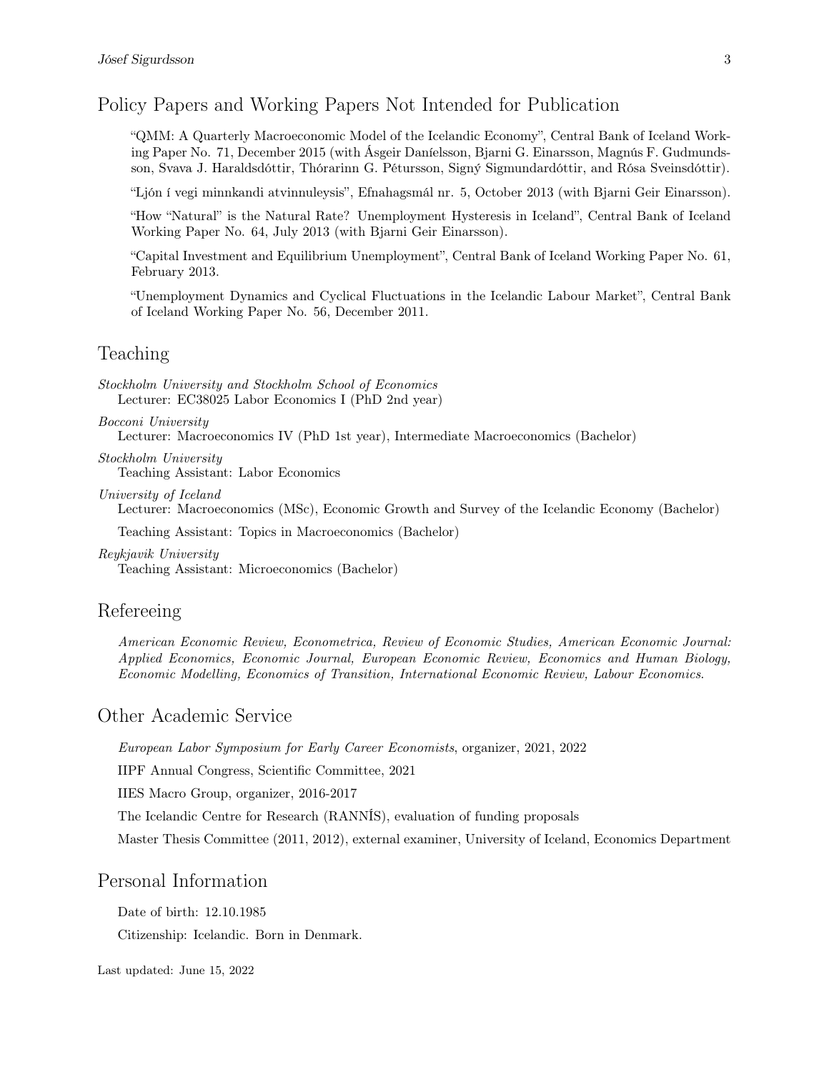## Policy Papers and Working Papers Not Intended for Publication

"QMM: A Quarterly Macroeconomic Model of the Icelandic Economy", Central Bank of Iceland Working Paper No. 71, December 2015 (with Ásgeir Daníelsson, Bjarni G. Einarsson, Magnús F. Gudmundsson, Svava J. Haraldsdóttir, Thórarinn G. Pétursson, Signý Sigmundardóttir, and Rósa Sveinsdóttir).

"Ljón í vegi minnkandi atvinnuleysis", Efnahagsmál nr. 5, October 2013 (with Bjarni Geir Einarsson).

"How "Natural" is the Natural Rate? Unemployment Hysteresis in Iceland", Central Bank of Iceland Working Paper No. 64, July 2013 (with Bjarni Geir Einarsson).

"Capital Investment and Equilibrium Unemployment", Central Bank of Iceland Working Paper No. 61, February 2013.

"Unemployment Dynamics and Cyclical Fluctuations in the Icelandic Labour Market", Central Bank of Iceland Working Paper No. 56, December 2011.

## Teaching

*Stockholm University and Stockholm School of Economics*
Lecturer: EC38025 Labor Economics I (PhD 2nd year)

*Bocconi University*
Lecturer: Macroeconomics IV (PhD 1st year), Intermediate Macroeconomics (Bachelor)

*Stockholm University*
Teaching Assistant: Labor Economics

*University of Iceland*
Lecturer: Macroeconomics (MSc), Economic Growth and Survey of the Icelandic Economy (Bachelor)

Teaching Assistant: Topics in Macroeconomics (Bachelor)

*Reykjavik University*
Teaching Assistant: Microeconomics (Bachelor)

## Refereeing

*American Economic Review, Econometrica, Review of Economic Studies, American Economic Journal: Applied Economics, Economic Journal, European Economic Review, Economics and Human Biology, Economic Modelling, Economics of Transition, International Economic Review, Labour Economics.*

## Other Academic Service

*European Labor Symposium for Early Career Economists*, organizer, 2021, 2022

IIPF Annual Congress, Scientific Committee, 2021

IIES Macro Group, organizer, 2016-2017

The Icelandic Centre for Research (RANNÍS), evaluation of funding proposals

Master Thesis Committee (2011, 2012), external examiner, University of Iceland, Economics Department

## Personal Information

Date of birth: 12.10.1985

Citizenship: Icelandic. Born in Denmark.

Last updated: June 15, 2022